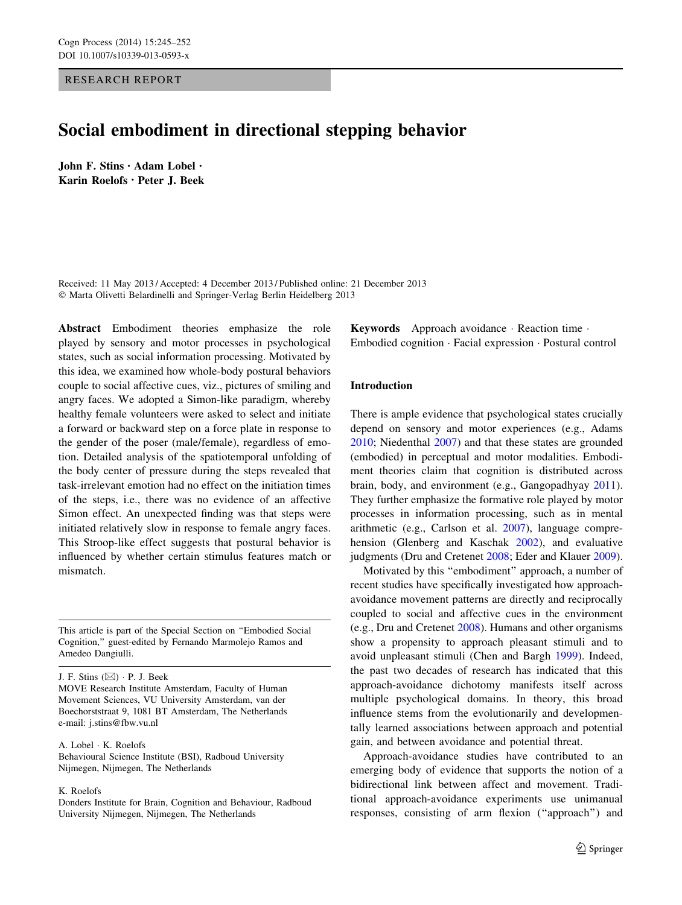RESEARCH REPORT

# Social embodiment in directional stepping behavior

**John F. Stins · Adam Lobel · Karin Roelofs · Peter J. Beek**

Received: 11 May 2013 / Accepted: 4 December 2013 / Published online: 21 December 2013
© Marta Olivetti Belardinelli and Springer-Verlag Berlin Heidelberg 2013

**Abstract** Embodiment theories emphasize the role played by sensory and motor processes in psychological states, such as social information processing. Motivated by this idea, we examined how whole-body postural behaviors couple to social affective cues, viz., pictures of smiling and angry faces. We adopted a Simon-like paradigm, whereby healthy female volunteers were asked to select and initiate a forward or backward step on a force plate in response to the gender of the poser (male/female), regardless of emotion. Detailed analysis of the spatiotemporal unfolding of the body center of pressure during the steps revealed that task-irrelevant emotion had no effect on the initiation times of the steps, i.e., there was no evidence of an affective Simon effect. An unexpected finding was that steps were initiated relatively slow in response to female angry faces. This Stroop-like effect suggests that postural behavior is influenced by whether certain stimulus features match or mismatch.

**Keywords** Approach avoidance · Reaction time · Embodied cognition · Facial expression · Postural control

This article is part of the Special Section on "Embodied Social Cognition," guest-edited by Fernando Marmolejo Ramos and Amedeo Dangiulli.

J. F. Stins (✉) · P. J. Beek
MOVE Research Institute Amsterdam, Faculty of Human Movement Sciences, VU University Amsterdam, van der Boechorststraat 9, 1081 BT Amsterdam, The Netherlands
e-mail: j.stins@fbw.vu.nl

A. Lobel · K. Roelofs
Behavioural Science Institute (BSI), Radboud University Nijmegen, Nijmegen, The Netherlands

K. Roelofs
Donders Institute for Brain, Cognition and Behaviour, Radboud University Nijmegen, Nijmegen, The Netherlands

## Introduction

There is ample evidence that psychological states crucially depend on sensory and motor experiences (e.g., Adams 2010; Niedenthal 2007) and that these states are grounded (embodied) in perceptual and motor modalities. Embodiment theories claim that cognition is distributed across brain, body, and environment (e.g., Gangopadhyay 2011). They further emphasize the formative role played by motor processes in information processing, such as in mental arithmetic (e.g., Carlson et al. 2007), language comprehension (Glenberg and Kaschak 2002), and evaluative judgments (Dru and Cretenet 2008; Eder and Klauer 2009).

Motivated by this "embodiment" approach, a number of recent studies have specifically investigated how approach-avoidance movement patterns are directly and reciprocally coupled to social and affective cues in the environment (e.g., Dru and Cretenet 2008). Humans and other organisms show a propensity to approach pleasant stimuli and to avoid unpleasant stimuli (Chen and Bargh 1999). Indeed, the past two decades of research has indicated that this approach-avoidance dichotomy manifests itself across multiple psychological domains. In theory, this broad influence stems from the evolutionarily and developmentally learned associations between approach and potential gain, and between avoidance and potential threat.

Approach-avoidance studies have contributed to an emerging body of evidence that supports the notion of a bidirectional link between affect and movement. Traditional approach-avoidance experiments use unimanual responses, consisting of arm flexion ("approach") and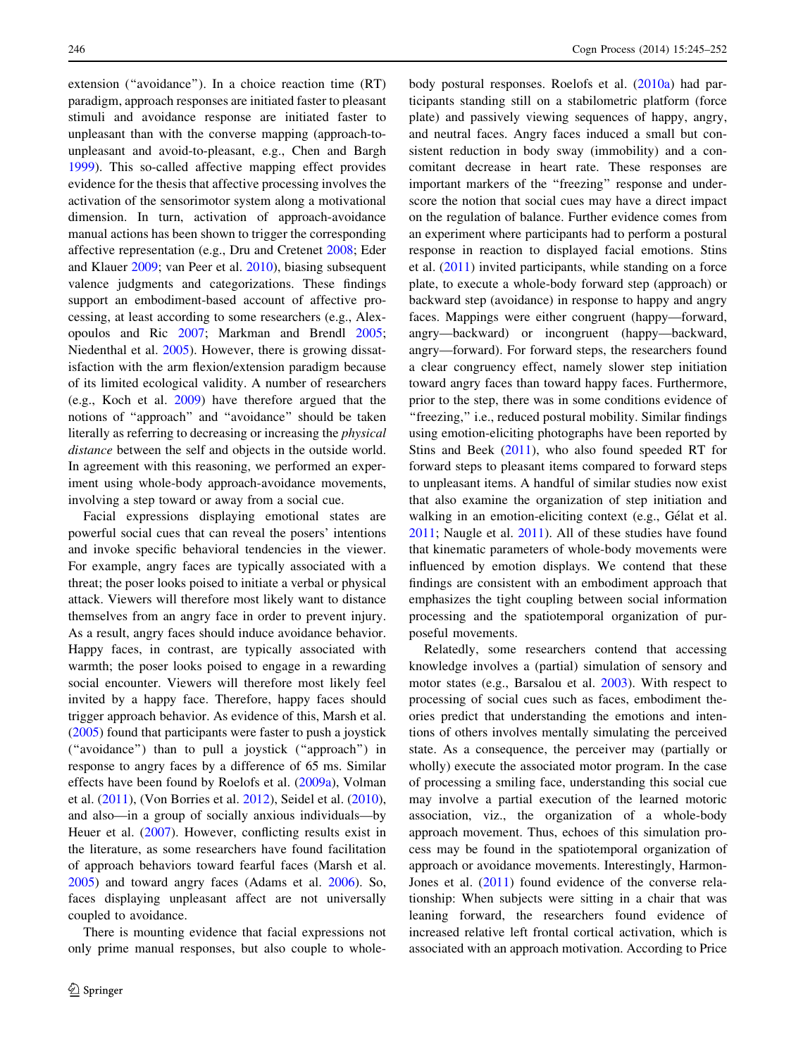extension ("avoidance"). In a choice reaction time (RT) paradigm, approach responses are initiated faster to pleasant stimuli and avoidance response are initiated faster to unpleasant than with the converse mapping (approach-to-unpleasant and avoid-to-pleasant, e.g., Chen and Bargh 1999). This so-called affective mapping effect provides evidence for the thesis that affective processing involves the activation of the sensorimotor system along a motivational dimension. In turn, activation of approach-avoidance manual actions has been shown to trigger the corresponding affective representation (e.g., Dru and Cretenet 2008; Eder and Klauer 2009; van Peer et al. 2010), biasing subsequent valence judgments and categorizations. These findings support an embodiment-based account of affective processing, at least according to some researchers (e.g., Alexopoulos and Ric 2007; Markman and Brendl 2005; Niedenthal et al. 2005). However, there is growing dissatisfaction with the arm flexion/extension paradigm because of its limited ecological validity. A number of researchers (e.g., Koch et al. 2009) have therefore argued that the notions of "approach" and "avoidance" should be taken literally as referring to decreasing or increasing the *physical distance* between the self and objects in the outside world. In agreement with this reasoning, we performed an experiment using whole-body approach-avoidance movements, involving a step toward or away from a social cue.

Facial expressions displaying emotional states are powerful social cues that can reveal the posers' intentions and invoke specific behavioral tendencies in the viewer. For example, angry faces are typically associated with a threat; the poser looks poised to initiate a verbal or physical attack. Viewers will therefore most likely want to distance themselves from an angry face in order to prevent injury. As a result, angry faces should induce avoidance behavior. Happy faces, in contrast, are typically associated with warmth; the poser looks poised to engage in a rewarding social encounter. Viewers will therefore most likely feel invited by a happy face. Therefore, happy faces should trigger approach behavior. As evidence of this, Marsh et al. (2005) found that participants were faster to push a joystick ("avoidance") than to pull a joystick ("approach") in response to angry faces by a difference of 65 ms. Similar effects have been found by Roelofs et al. (2009a), Volman et al. (2011), (Von Borries et al. 2012), Seidel et al. (2010), and also—in a group of socially anxious individuals—by Heuer et al. (2007). However, conflicting results exist in the literature, as some researchers have found facilitation of approach behaviors toward fearful faces (Marsh et al. 2005) and toward angry faces (Adams et al. 2006). So, faces displaying unpleasant affect are not universally coupled to avoidance.

There is mounting evidence that facial expressions not only prime manual responses, but also couple to whole-body postural responses. Roelofs et al. (2010a) had participants standing still on a stabilometric platform (force plate) and passively viewing sequences of happy, angry, and neutral faces. Angry faces induced a small but consistent reduction in body sway (immobility) and a concomitant decrease in heart rate. These responses are important markers of the "freezing" response and underscore the notion that social cues may have a direct impact on the regulation of balance. Further evidence comes from an experiment where participants had to perform a postural response in reaction to displayed facial emotions. Stins et al. (2011) invited participants, while standing on a force plate, to execute a whole-body forward step (approach) or backward step (avoidance) in response to happy and angry faces. Mappings were either congruent (happy—forward, angry—backward) or incongruent (happy—backward, angry—forward). For forward steps, the researchers found a clear congruency effect, namely slower step initiation toward angry faces than toward happy faces. Furthermore, prior to the step, there was in some conditions evidence of "freezing," i.e., reduced postural mobility. Similar findings using emotion-eliciting photographs have been reported by Stins and Beek (2011), who also found speeded RT for forward steps to pleasant items compared to forward steps to unpleasant items. A handful of similar studies now exist that also examine the organization of step initiation and walking in an emotion-eliciting context (e.g., Gélat et al. 2011; Naugle et al. 2011). All of these studies have found that kinematic parameters of whole-body movements were influenced by emotion displays. We contend that these findings are consistent with an embodiment approach that emphasizes the tight coupling between social information processing and the spatiotemporal organization of purposeful movements.

Relatedly, some researchers contend that accessing knowledge involves a (partial) simulation of sensory and motor states (e.g., Barsalou et al. 2003). With respect to processing of social cues such as faces, embodiment theories predict that understanding the emotions and intentions of others involves mentally simulating the perceived state. As a consequence, the perceiver may (partially or wholly) execute the associated motor program. In the case of processing a smiling face, understanding this social cue may involve a partial execution of the learned motoric association, viz., the organization of a whole-body approach movement. Thus, echoes of this simulation process may be found in the spatiotemporal organization of approach or avoidance movements. Interestingly, Harmon-Jones et al. (2011) found evidence of the converse relationship: When subjects were sitting in a chair that was leaning forward, the researchers found evidence of increased relative left frontal cortical activation, which is associated with an approach motivation. According to Price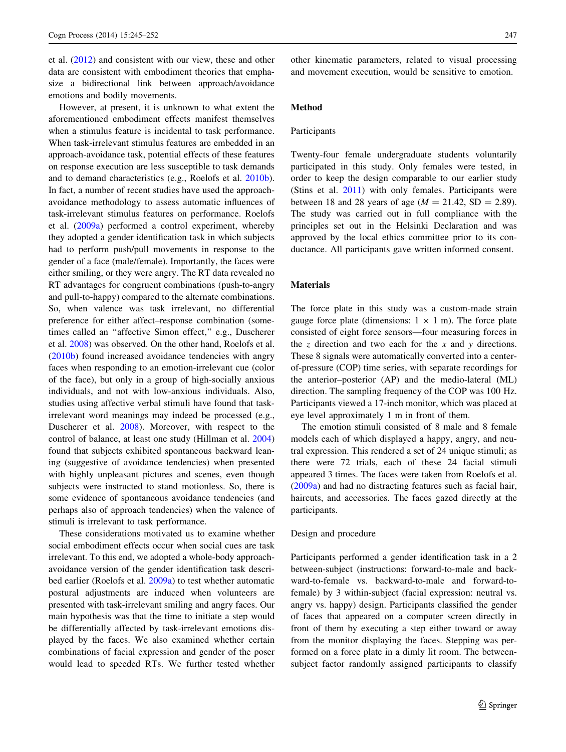et al. (2012) and consistent with our view, these and other data are consistent with embodiment theories that emphasize a bidirectional link between approach/avoidance emotions and bodily movements.

However, at present, it is unknown to what extent the aforementioned embodiment effects manifest themselves when a stimulus feature is incidental to task performance. When task-irrelevant stimulus features are embedded in an approach-avoidance task, potential effects of these features on response execution are less susceptible to task demands and to demand characteristics (e.g., Roelofs et al. 2010b). In fact, a number of recent studies have used the approach-avoidance methodology to assess automatic influences of task-irrelevant stimulus features on performance. Roelofs et al. (2009a) performed a control experiment, whereby they adopted a gender identification task in which subjects had to perform push/pull movements in response to the gender of a face (male/female). Importantly, the faces were either smiling, or they were angry. The RT data revealed no RT advantages for congruent combinations (push-to-angry and pull-to-happy) compared to the alternate combinations. So, when valence was task irrelevant, no differential preference for either affect–response combination (sometimes called an "affective Simon effect," e.g., Duscherer et al. 2008) was observed. On the other hand, Roelofs et al. (2010b) found increased avoidance tendencies with angry faces when responding to an emotion-irrelevant cue (color of the face), but only in a group of high-socially anxious individuals, and not with low-anxious individuals. Also, studies using affective verbal stimuli have found that task-irrelevant word meanings may indeed be processed (e.g., Duscherer et al. 2008). Moreover, with respect to the control of balance, at least one study (Hillman et al. 2004) found that subjects exhibited spontaneous backward leaning (suggestive of avoidance tendencies) when presented with highly unpleasant pictures and scenes, even though subjects were instructed to stand motionless. So, there is some evidence of spontaneous avoidance tendencies (and perhaps also of approach tendencies) when the valence of stimuli is irrelevant to task performance.

These considerations motivated us to examine whether social embodiment effects occur when social cues are task irrelevant. To this end, we adopted a whole-body approach-avoidance version of the gender identification task described earlier (Roelofs et al. 2009a) to test whether automatic postural adjustments are induced when volunteers are presented with task-irrelevant smiling and angry faces. Our main hypothesis was that the time to initiate a step would be differentially affected by task-irrelevant emotions displayed by the faces. We also examined whether certain combinations of facial expression and gender of the poser would lead to speeded RTs. We further tested whether other kinematic parameters, related to visual processing and movement execution, would be sensitive to emotion.

## Method

### Participants

Twenty-four female undergraduate students voluntarily participated in this study. Only females were tested, in order to keep the design comparable to our earlier study (Stins et al. 2011) with only females. Participants were between 18 and 28 years of age ($M = 21.42$, $SD = 2.89$). The study was carried out in full compliance with the principles set out in the Helsinki Declaration and was approved by the local ethics committee prior to its conductance. All participants gave written informed consent.

## Materials

The force plate in this study was a custom-made strain gauge force plate (dimensions: $1 \times 1$ m). The force plate consisted of eight force sensors—four measuring forces in the $z$ direction and two each for the $x$ and $y$ directions. These 8 signals were automatically converted into a center-of-pressure (COP) time series, with separate recordings for the anterior–posterior (AP) and the medio-lateral (ML) direction. The sampling frequency of the COP was 100 Hz. Participants viewed a 17-inch monitor, which was placed at eye level approximately 1 m in front of them.

The emotion stimuli consisted of 8 male and 8 female models each of which displayed a happy, angry, and neutral expression. This rendered a set of 24 unique stimuli; as there were 72 trials, each of these 24 facial stimuli appeared 3 times. The faces were taken from Roelofs et al. (2009a) and had no distracting features such as facial hair, haircuts, and accessories. The faces gazed directly at the participants.

### Design and procedure

Participants performed a gender identification task in a 2 between-subject (instructions: forward-to-male and backward-to-female vs. backward-to-male and forward-to-female) by 3 within-subject (facial expression: neutral vs. angry vs. happy) design. Participants classified the gender of faces that appeared on a computer screen directly in front of them by executing a step either toward or away from the monitor displaying the faces. Stepping was performed on a force plate in a dimly lit room. The between-subject factor randomly assigned participants to classify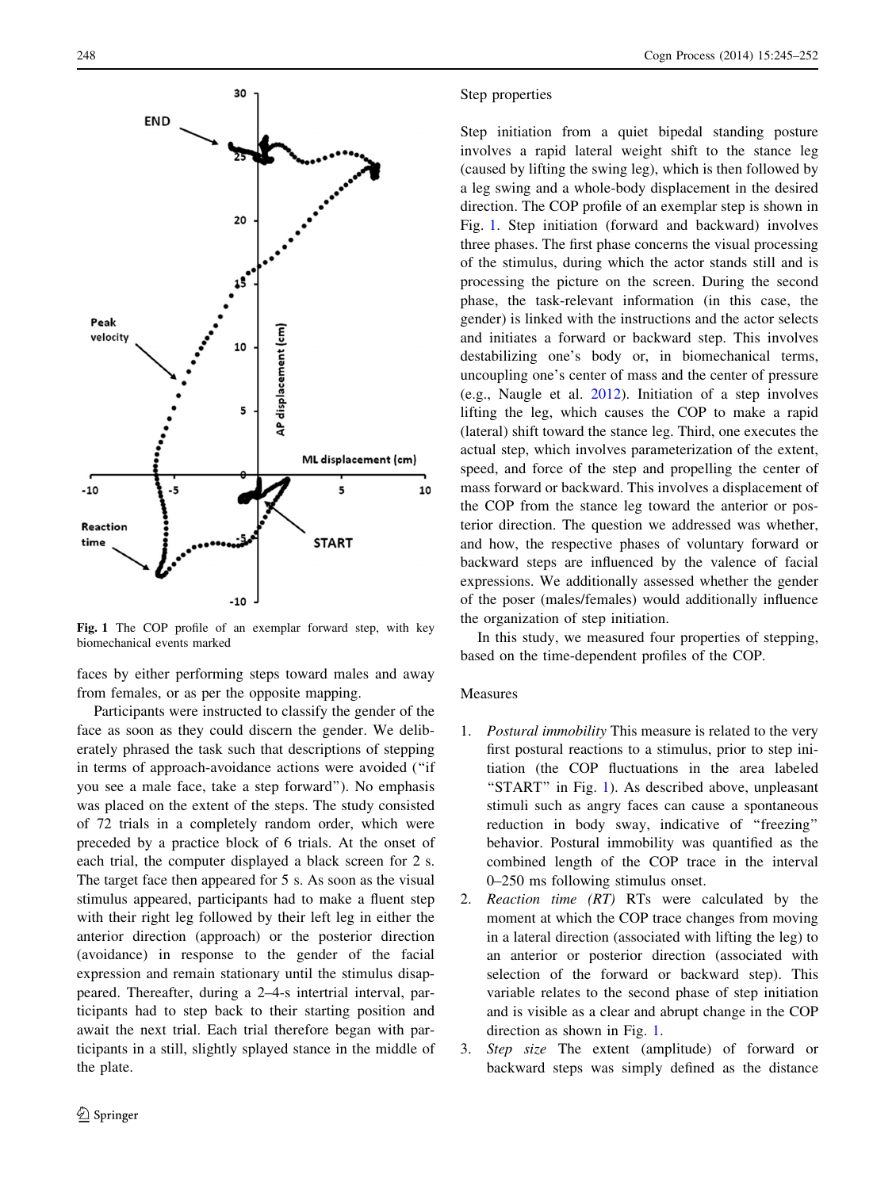Fig. 1 The COP profile of an exemplar forward step, with key biomechanical events marked

faces by either performing steps toward males and away from females, or as per the opposite mapping.

Participants were instructed to classify the gender of the face as soon as they could discern the gender. We deliberately phrased the task such that descriptions of stepping in terms of approach-avoidance actions were avoided ("if you see a male face, take a step forward"). No emphasis was placed on the extent of the steps. The study consisted of 72 trials in a completely random order, which were preceded by a practice block of 6 trials. At the onset of each trial, the computer displayed a black screen for 2 s. The target face then appeared for 5 s. As soon as the visual stimulus appeared, participants had to make a fluent step with their right leg followed by their left leg in either the anterior direction (approach) or the posterior direction (avoidance) in response to the gender of the facial expression and remain stationary until the stimulus disappeared. Thereafter, during a 2–4-s intertrial interval, participants had to step back to their starting position and await the next trial. Each trial therefore began with participants in a still, slightly splayed stance in the middle of the plate.

### Step properties

Step initiation from a quiet bipedal standing posture involves a rapid lateral weight shift to the stance leg (caused by lifting the swing leg), which is then followed by a leg swing and a whole-body displacement in the desired direction. The COP profile of an exemplar step is shown in Fig. 1. Step initiation (forward and backward) involves three phases. The first phase concerns the visual processing of the stimulus, during which the actor stands still and is processing the picture on the screen. During the second phase, the task-relevant information (in this case, the gender) is linked with the instructions and the actor selects and initiates a forward or backward step. This involves destabilizing one's body or, in biomechanical terms, uncoupling one's center of mass and the center of pressure (e.g., Naugle et al. 2012). Initiation of a step involves lifting the leg, which causes the COP to make a rapid (lateral) shift toward the stance leg. Third, one executes the actual step, which involves parameterization of the extent, speed, and force of the step and propelling the center of mass forward or backward. This involves a displacement of the COP from the stance leg toward the anterior or posterior direction. The question we addressed was whether, and how, the respective phases of voluntary forward or backward steps are influenced by the valence of facial expressions. We additionally assessed whether the gender of the poser (males/females) would additionally influence the organization of step initiation.

In this study, we measured four properties of stepping, based on the time-dependent profiles of the COP.

### Measures

1. *Postural immobility* This measure is related to the very first postural reactions to a stimulus, prior to step initiation (the COP fluctuations in the area labeled "START" in Fig. 1). As described above, unpleasant stimuli such as angry faces can cause a spontaneous reduction in body sway, indicative of "freezing" behavior. Postural immobility was quantified as the combined length of the COP trace in the interval 0–250 ms following stimulus onset.
2. *Reaction time (RT)* RTs were calculated by the moment at which the COP trace changes from moving in a lateral direction (associated with lifting the leg) to an anterior or posterior direction (associated with selection of the forward or backward step). This variable relates to the second phase of step initiation and is visible as a clear and abrupt change in the COP direction as shown in Fig. 1.
3. *Step size* The extent (amplitude) of forward or backward steps was simply defined as the distance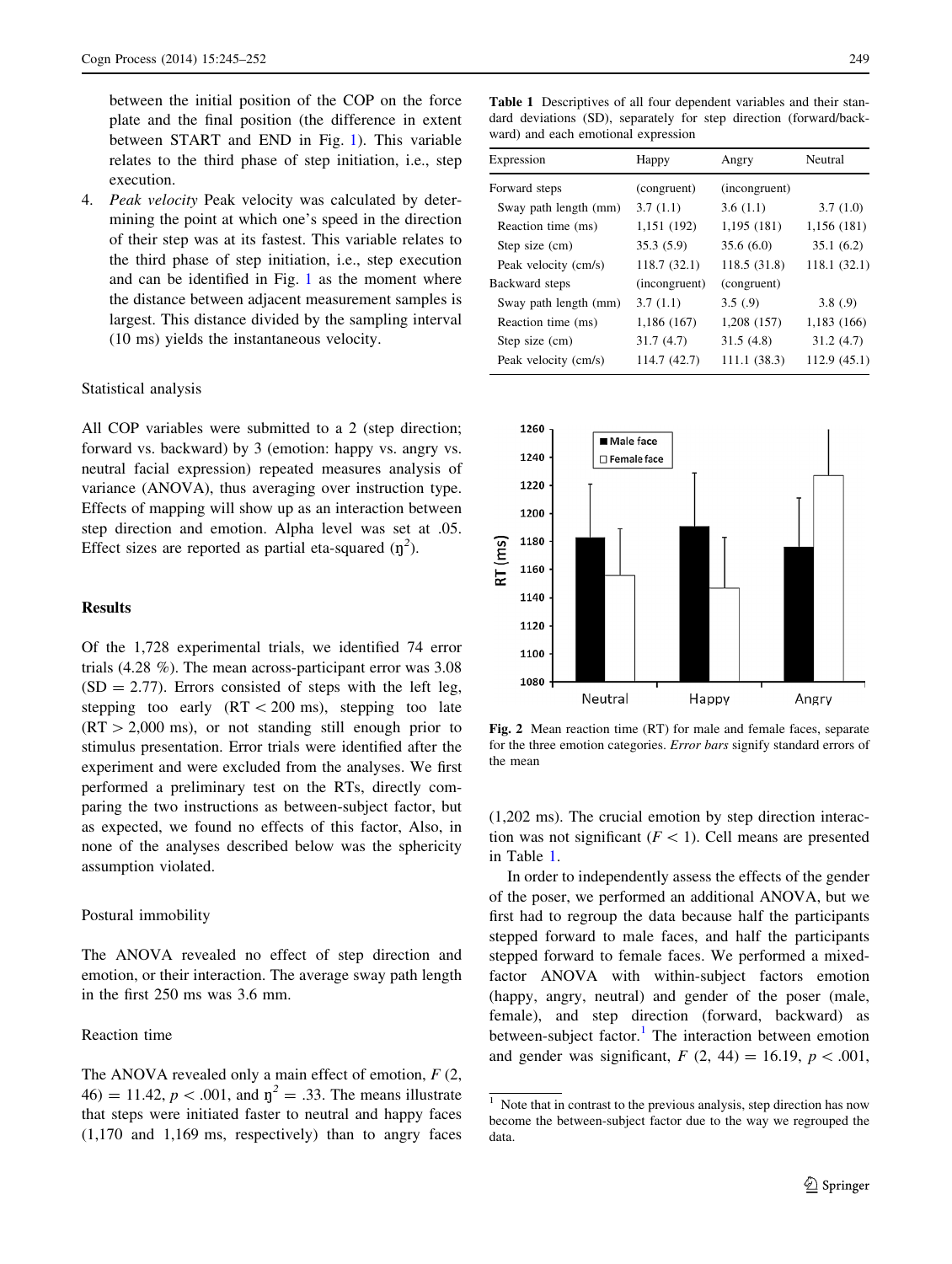between the initial position of the COP on the force plate and the final position (the difference in extent between START and END in Fig. 1). This variable relates to the third phase of step initiation, i.e., step execution.

4. *Peak velocity* Peak velocity was calculated by determining the point at which one's speed in the direction of their step was at its fastest. This variable relates to the third phase of step initiation, i.e., step execution and can be identified in Fig. 1 as the moment where the distance between adjacent measurement samples is largest. This distance divided by the sampling interval (10 ms) yields the instantaneous velocity.

### Statistical analysis

All COP variables were submitted to a 2 (step direction; forward vs. backward) by 3 (emotion: happy vs. angry vs. neutral facial expression) repeated measures analysis of variance (ANOVA), thus averaging over instruction type. Effects of mapping will show up as an interaction between step direction and emotion. Alpha level was set at .05. Effect sizes are reported as partial eta-squared ($\eta^2$).

## Results

Of the 1,728 experimental trials, we identified 74 error trials (4.28 %). The mean across-participant error was 3.08 (SD = 2.77). Errors consisted of steps with the left leg, stepping too early (RT < 200 ms), stepping too late (RT > 2,000 ms), or not standing still enough prior to stimulus presentation. Error trials were identified after the experiment and were excluded from the analyses. We first performed a preliminary test on the RTs, directly comparing the two instructions as between-subject factor, but as expected, we found no effects of this factor, Also, in none of the analyses described below was the sphericity assumption violated.

### Postural immobility

The ANOVA revealed no effect of step direction and emotion, or their interaction. The average sway path length in the first 250 ms was 3.6 mm.

### Reaction time

The ANOVA revealed only a main effect of emotion, $F(2, 46) = 11.42$, $p < .001$, and $\eta^2 = .33$. The means illustrate that steps were initiated faster to neutral and happy faces (1,170 and 1,169 ms, respectively) than to angry faces (1,202 ms). The crucial emotion by step direction interaction was not significant ($F < 1$). Cell means are presented in Table 1.

In order to independently assess the effects of the gender of the poser, we performed an additional ANOVA, but we first had to regroup the data because half the participants stepped forward to male faces, and half the participants stepped forward to female faces. We performed a mixed-factor ANOVA with within-subject factors emotion (happy, angry, neutral) and gender of the poser (male, female), and step direction (forward, backward) as between-subject factor.[1] The interaction between emotion and gender was significant, $F(2, 44) = 16.19$, $p < .001$,

**Table 1** Descriptives of all four dependent variables and their standard deviations (SD), separately for step direction (forward/backward) and each emotional expression

| Expression | Happy | Angry | Neutral |
|---|---|---|---|
| Forward steps | (congruent) | (incongruent) | |
| Sway path length (mm) | 3.7 (1.1) | 3.6 (1.1) | 3.7 (1.0) |
| Reaction time (ms) | 1,151 (192) | 1,195 (181) | 1,156 (181) |
| Step size (cm) | 35.3 (5.9) | 35.6 (6.0) | 35.1 (6.2) |
| Peak velocity (cm/s) | 118.7 (32.1) | 118.5 (31.8) | 118.1 (32.1) |
| Backward steps | (incongruent) | (congruent) | |
| Sway path length (mm) | 3.7 (1.1) | 3.5 (.9) | 3.8 (.9) |
| Reaction time (ms) | 1,186 (167) | 1,208 (157) | 1,183 (166) |
| Step size (cm) | 31.7 (4.7) | 31.5 (4.8) | 31.2 (4.7) |
| Peak velocity (cm/s) | 114.7 (42.7) | 111.1 (38.3) | 112.9 (45.1) |

**Fig. 2** Mean reaction time (RT) for male and female faces, separate for the three emotion categories. *Error bars* signify standard errors of the mean

[1] Note that in contrast to the previous analysis, step direction has now become the between-subject factor due to the way we regrouped the data.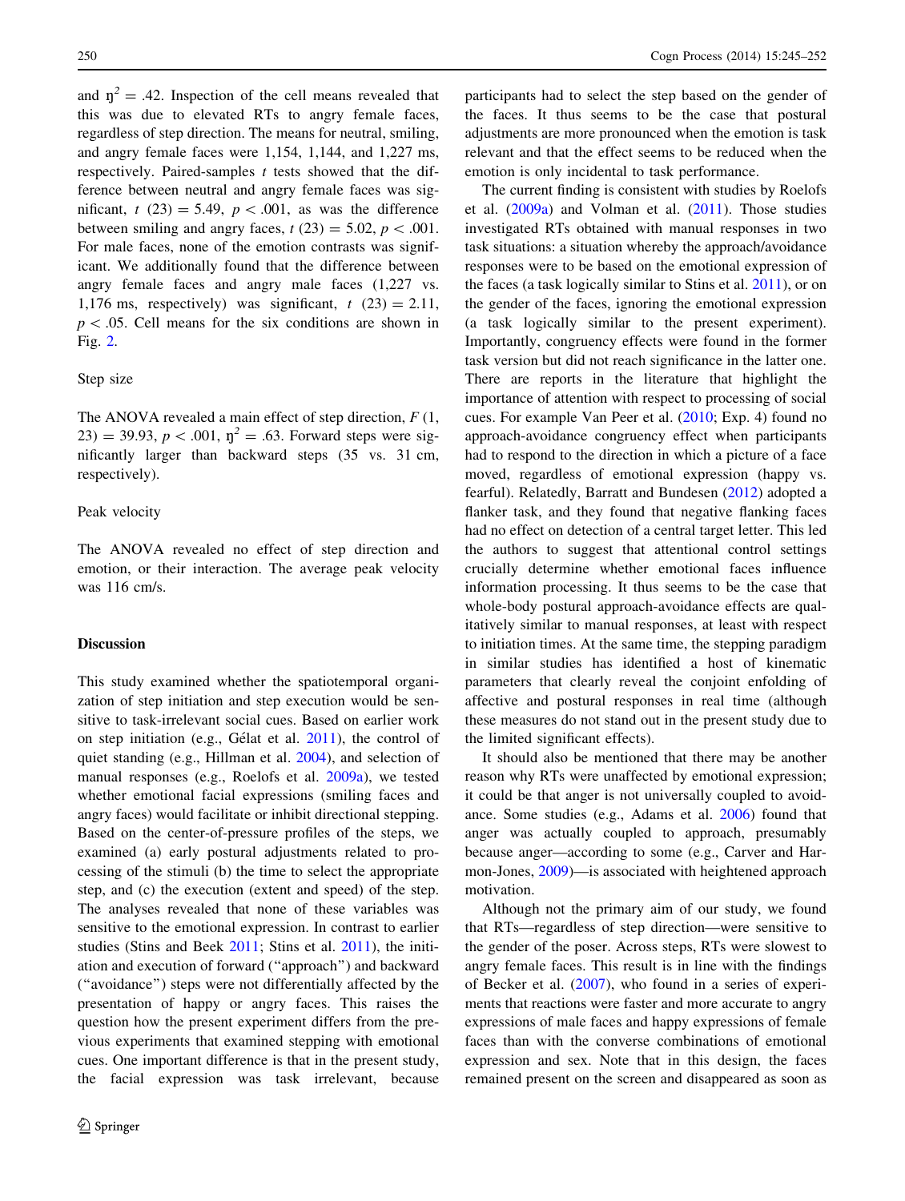and $\eta^2 = .42$. Inspection of the cell means revealed that this was due to elevated RTs to angry female faces, regardless of step direction. The means for neutral, smiling, and angry female faces were 1,154, 1,144, and 1,227 ms, respectively. Paired-samples $t$ tests showed that the difference between neutral and angry female faces was significant, $t\ (23) = 5.49$, $p < .001$, as was the difference between smiling and angry faces, $t\ (23) = 5.02$, $p < .001$. For male faces, none of the emotion contrasts was significant. We additionally found that the difference between angry female faces and angry male faces (1,227 vs. 1,176 ms, respectively) was significant, $t\ (23) = 2.11$, $p < .05$. Cell means for the six conditions are shown in Fig. 2.

Step size

The ANOVA revealed a main effect of step direction, $F\ (1, 23) = 39.93$, $p < .001$, $\eta^2 = .63$. Forward steps were significantly larger than backward steps (35 vs. 31 cm, respectively).

Peak velocity

The ANOVA revealed no effect of step direction and emotion, or their interaction. The average peak velocity was 116 cm/s.

## Discussion

This study examined whether the spatiotemporal organization of step initiation and step execution would be sensitive to task-irrelevant social cues. Based on earlier work on step initiation (e.g., Gélat et al. 2011), the control of quiet standing (e.g., Hillman et al. 2004), and selection of manual responses (e.g., Roelofs et al. 2009a), we tested whether emotional facial expressions (smiling faces and angry faces) would facilitate or inhibit directional stepping. Based on the center-of-pressure profiles of the steps, we examined (a) early postural adjustments related to processing of the stimuli (b) the time to select the appropriate step, and (c) the execution (extent and speed) of the step. The analyses revealed that none of these variables was sensitive to the emotional expression. In contrast to earlier studies (Stins and Beek 2011; Stins et al. 2011), the initiation and execution of forward ("approach") and backward ("avoidance") steps were not differentially affected by the presentation of happy or angry faces. This raises the question how the present experiment differs from the previous experiments that examined stepping with emotional cues. One important difference is that in the present study, the facial expression was task irrelevant, because participants had to select the step based on the gender of the faces. It thus seems to be the case that postural adjustments are more pronounced when the emotion is task relevant and that the effect seems to be reduced when the emotion is only incidental to task performance.

The current finding is consistent with studies by Roelofs et al. (2009a) and Volman et al. (2011). Those studies investigated RTs obtained with manual responses in two task situations: a situation whereby the approach/avoidance responses were to be based on the emotional expression of the faces (a task logically similar to Stins et al. 2011), or on the gender of the faces, ignoring the emotional expression (a task logically similar to the present experiment). Importantly, congruency effects were found in the former task version but did not reach significance in the latter one. There are reports in the literature that highlight the importance of attention with respect to processing of social cues. For example Van Peer et al. (2010; Exp. 4) found no approach-avoidance congruency effect when participants had to respond to the direction in which a picture of a face moved, regardless of emotional expression (happy vs. fearful). Relatedly, Barratt and Bundesen (2012) adopted a flanker task, and they found that negative flanking faces had no effect on detection of a central target letter. This led the authors to suggest that attentional control settings crucially determine whether emotional faces influence information processing. It thus seems to be the case that whole-body postural approach-avoidance effects are qualitatively similar to manual responses, at least with respect to initiation times. At the same time, the stepping paradigm in similar studies has identified a host of kinematic parameters that clearly reveal the conjoint enfolding of affective and postural responses in real time (although these measures do not stand out in the present study due to the limited significant effects).

It should also be mentioned that there may be another reason why RTs were unaffected by emotional expression; it could be that anger is not universally coupled to avoidance. Some studies (e.g., Adams et al. 2006) found that anger was actually coupled to approach, presumably because anger—according to some (e.g., Carver and Harmon-Jones, 2009)—is associated with heightened approach motivation.

Although not the primary aim of our study, we found that RTs—regardless of step direction—were sensitive to the gender of the poser. Across steps, RTs were slowest to angry female faces. This result is in line with the findings of Becker et al. (2007), who found in a series of experiments that reactions were faster and more accurate to angry expressions of male faces and happy expressions of female faces than with the converse combinations of emotional expression and sex. Note that in this design, the faces remained present on the screen and disappeared as soon as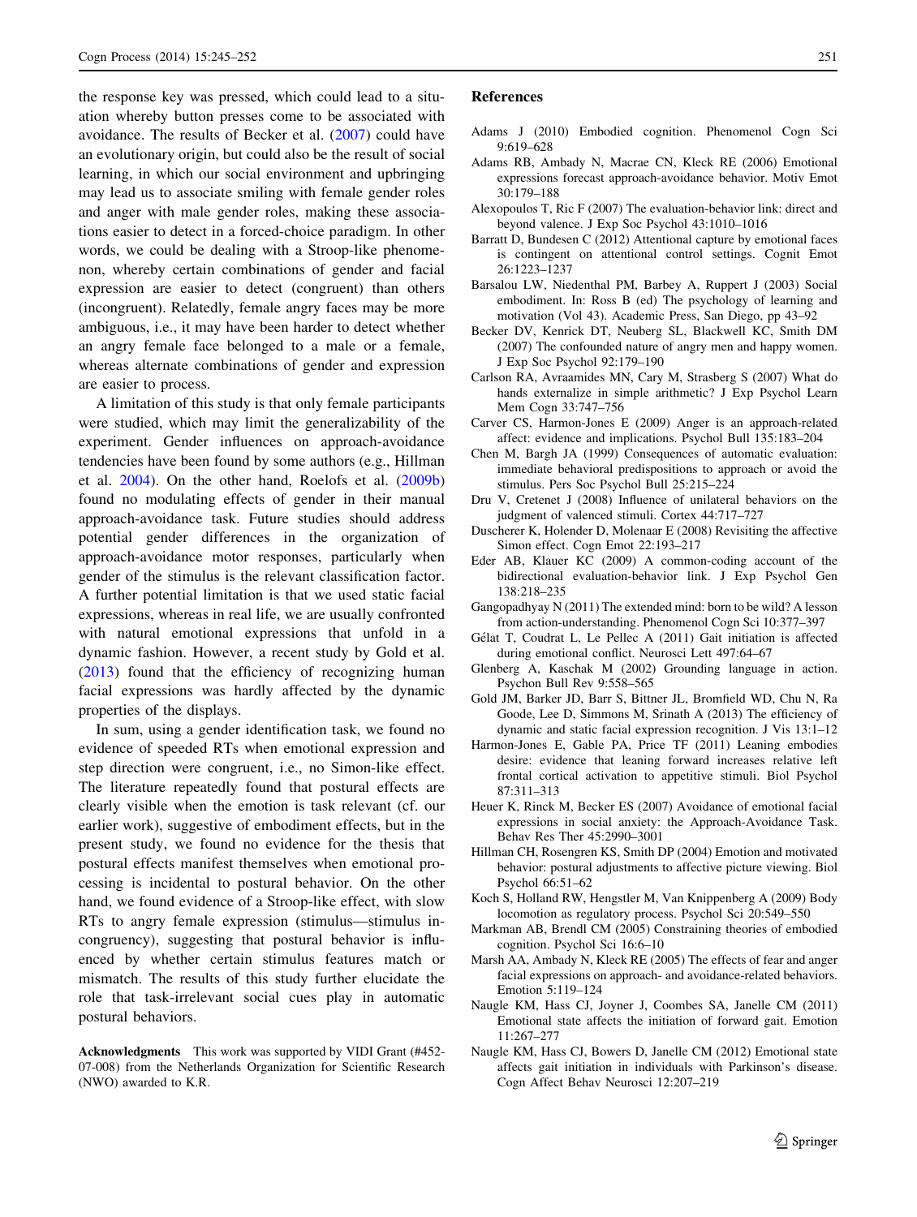the response key was pressed, which could lead to a situation whereby button presses come to be associated with avoidance. The results of Becker et al. (2007) could have an evolutionary origin, but could also be the result of social learning, in which our social environment and upbringing may lead us to associate smiling with female gender roles and anger with male gender roles, making these associations easier to detect in a forced-choice paradigm. In other words, we could be dealing with a Stroop-like phenomenon, whereby certain combinations of gender and facial expression are easier to detect (congruent) than others (incongruent). Relatedly, female angry faces may be more ambiguous, i.e., it may have been harder to detect whether an angry female face belonged to a male or a female, whereas alternate combinations of gender and expression are easier to process.

A limitation of this study is that only female participants were studied, which may limit the generalizability of the experiment. Gender influences on approach-avoidance tendencies have been found by some authors (e.g., Hillman et al. 2004). On the other hand, Roelofs et al. (2009b) found no modulating effects of gender in their manual approach-avoidance task. Future studies should address potential gender differences in the organization of approach-avoidance motor responses, particularly when gender of the stimulus is the relevant classification factor. A further potential limitation is that we used static facial expressions, whereas in real life, we are usually confronted with natural emotional expressions that unfold in a dynamic fashion. However, a recent study by Gold et al. (2013) found that the efficiency of recognizing human facial expressions was hardly affected by the dynamic properties of the displays.

In sum, using a gender identification task, we found no evidence of speeded RTs when emotional expression and step direction were congruent, i.e., no Simon-like effect. The literature repeatedly found that postural effects are clearly visible when the emotion is task relevant (cf. our earlier work), suggestive of embodiment effects, but in the present study, we found no evidence for the thesis that postural effects manifest themselves when emotional processing is incidental to postural behavior. On the other hand, we found evidence of a Stroop-like effect, with slow RTs to angry female expression (stimulus—stimulus incongruency), suggesting that postural behavior is influenced by whether certain stimulus features match or mismatch. The results of this study further elucidate the role that task-irrelevant social cues play in automatic postural behaviors.

**Acknowledgments** This work was supported by VIDI Grant (#452-07-008) from the Netherlands Organization for Scientific Research (NWO) awarded to K.R.

## References

Adams J (2010) Embodied cognition. Phenomenol Cogn Sci 9:619–628

Adams RB, Ambady N, Macrae CN, Kleck RE (2006) Emotional expressions forecast approach-avoidance behavior. Motiv Emot 30:179–188

Alexopoulos T, Ric F (2007) The evaluation-behavior link: direct and beyond valence. J Exp Soc Psychol 43:1010–1016

Barratt D, Bundesen C (2012) Attentional capture by emotional faces is contingent on attentional control settings. Cognit Emot 26:1223–1237

Barsalou LW, Niedenthal PM, Barbey A, Ruppert J (2003) Social embodiment. In: Ross B (ed) The psychology of learning and motivation (Vol 43). Academic Press, San Diego, pp 43–92

Becker DV, Kenrick DT, Neuberg SL, Blackwell KC, Smith DM (2007) The confounded nature of angry men and happy women. J Exp Soc Psychol 92:179–190

Carlson RA, Avraamides MN, Cary M, Strasberg S (2007) What do hands externalize in simple arithmetic? J Exp Psychol Learn Mem Cogn 33:747–756

Carver CS, Harmon-Jones E (2009) Anger is an approach-related affect: evidence and implications. Psychol Bull 135:183–204

Chen M, Bargh JA (1999) Consequences of automatic evaluation: immediate behavioral predispositions to approach or avoid the stimulus. Pers Soc Psychol Bull 25:215–224

Dru V, Cretenet J (2008) Influence of unilateral behaviors on the judgment of valenced stimuli. Cortex 44:717–727

Duscherer K, Holender D, Molenaar E (2008) Revisiting the affective Simon effect. Cogn Emot 22:193–217

Eder AB, Klauer KC (2009) A common-coding account of the bidirectional evaluation-behavior link. J Exp Psychol Gen 138:218–235

Gangopadhyay N (2011) The extended mind: born to be wild? A lesson from action-understanding. Phenomenol Cogn Sci 10:377–397

Gélat T, Coudrat L, Le Pellec A (2011) Gait initiation is affected during emotional conflict. Neurosci Lett 497:64–67

Glenberg A, Kaschak M (2002) Grounding language in action. Psychon Bull Rev 9:558–565

Gold JM, Barker JD, Barr S, Bittner JL, Bromfield WD, Chu N, Ra Goode, Lee D, Simmons M, Srinath A (2013) The efficiency of dynamic and static facial expression recognition. J Vis 13:1–12

Harmon-Jones E, Gable PA, Price TF (2011) Leaning embodies desire: evidence that leaning forward increases relative left frontal cortical activation to appetitive stimuli. Biol Psychol 87:311–313

Heuer K, Rinck M, Becker ES (2007) Avoidance of emotional facial expressions in social anxiety: the Approach-Avoidance Task. Behav Res Ther 45:2990–3001

Hillman CH, Rosengren KS, Smith DP (2004) Emotion and motivated behavior: postural adjustments to affective picture viewing. Biol Psychol 66:51–62

Koch S, Holland RW, Hengstler M, Van Knippenberg A (2009) Body locomotion as regulatory process. Psychol Sci 20:549–550

Markman AB, Brendl CM (2005) Constraining theories of embodied cognition. Psychol Sci 16:6–10

Marsh AA, Ambady N, Kleck RE (2005) The effects of fear and anger facial expressions on approach- and avoidance-related behaviors. Emotion 5:119–124

Naugle KM, Hass CJ, Joyner J, Coombes SA, Janelle CM (2011) Emotional state affects the initiation of forward gait. Emotion 11:267–277

Naugle KM, Hass CJ, Bowers D, Janelle CM (2012) Emotional state affects gait initiation in individuals with Parkinson's disease. Cogn Affect Behav Neurosci 12:207–219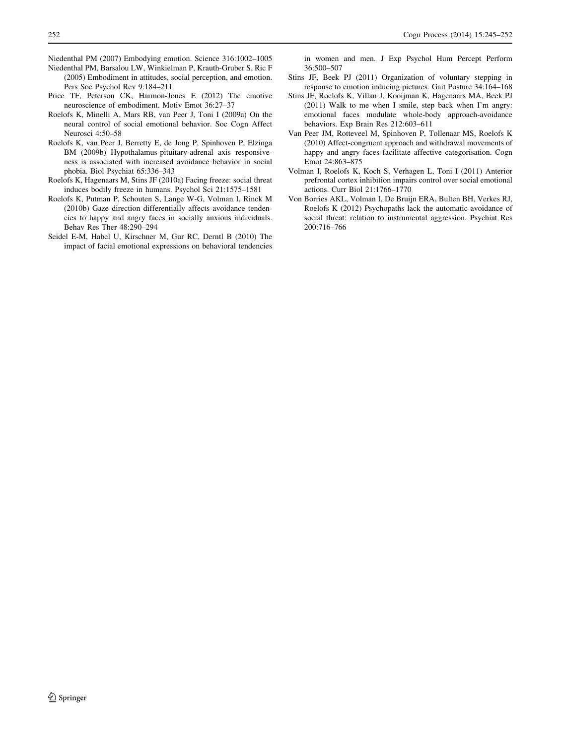Niedenthal PM (2007) Embodying emotion. Science 316:1002–1005

Niedenthal PM, Barsalou LW, Winkielman P, Krauth-Gruber S, Ric F (2005) Embodiment in attitudes, social perception, and emotion. Pers Soc Psychol Rev 9:184–211

Price TF, Peterson CK, Harmon-Jones E (2012) The emotive neuroscience of embodiment. Motiv Emot 36:27–37

Roelofs K, Minelli A, Mars RB, van Peer J, Toni I (2009a) On the neural control of social emotional behavior. Soc Cogn Affect Neurosci 4:50–58

Roelofs K, van Peer J, Berretty E, de Jong P, Spinhoven P, Elzinga BM (2009b) Hypothalamus-pituitary-adrenal axis responsiveness is associated with increased avoidance behavior in social phobia. Biol Psychiat 65:336–343

Roelofs K, Hagenaars M, Stins JF (2010a) Facing freeze: social threat induces bodily freeze in humans. Psychol Sci 21:1575–1581

Roelofs K, Putman P, Schouten S, Lange W-G, Volman I, Rinck M (2010b) Gaze direction differentially affects avoidance tendencies to happy and angry faces in socially anxious individuals. Behav Res Ther 48:290–294

Seidel E-M, Habel U, Kirschner M, Gur RC, Derntl B (2010) The impact of facial emotional expressions on behavioral tendencies in women and men. J Exp Psychol Hum Percept Perform 36:500–507

Stins JF, Beek PJ (2011) Organization of voluntary stepping in response to emotion inducing pictures. Gait Posture 34:164–168

Stins JF, Roelofs K, Villan J, Kooijman K, Hagenaars MA, Beek PJ (2011) Walk to me when I smile, step back when I'm angry: emotional faces modulate whole-body approach-avoidance behaviors. Exp Brain Res 212:603–611

Van Peer JM, Rotteveel M, Spinhoven P, Tollenaar MS, Roelofs K (2010) Affect-congruent approach and withdrawal movements of happy and angry faces facilitate affective categorisation. Cogn Emot 24:863–875

Volman I, Roelofs K, Koch S, Verhagen L, Toni I (2011) Anterior prefrontal cortex inhibition impairs control over social emotional actions. Curr Biol 21:1766–1770

Von Borries AKL, Volman I, De Bruijn ERA, Bulten BH, Verkes RJ, Roelofs K (2012) Psychopaths lack the automatic avoidance of social threat: relation to instrumental aggression. Psychiat Res 200:716–766